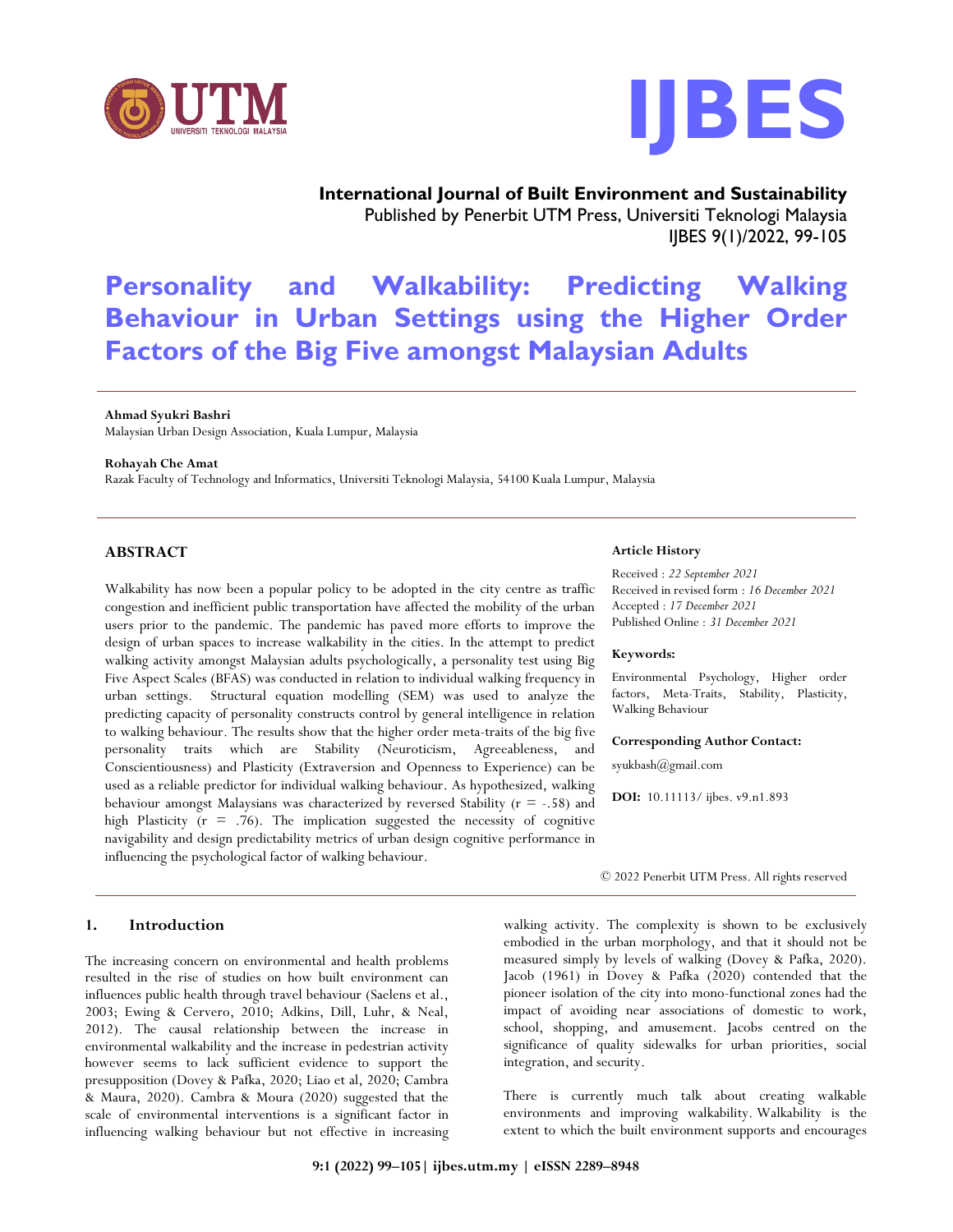International Journal of Built Environment and Sustainability
Published by Penerbit UTM Press, Universiti Teknologi Malaysia
IJBES 9(1)/2022, 99-105

# Personality and Walkability: Predicting Walking Behaviour in Urban Settings using the Higher Order Factors of the Big Five amongst Malaysian Adults

**Ahmad Syukri Bashri**
Malaysian Urban Design Association, Kuala Lumpur, Malaysia

**Rohayah Che Amat**
Razak Faculty of Technology and Informatics, Universiti Teknologi Malaysia, 54100 Kuala Lumpur, Malaysia

## ABSTRACT

Walkability has now been a popular policy to be adopted in the city centre as traffic congestion and inefficient public transportation have affected the mobility of the urban users prior to the pandemic. The pandemic has paved more efforts to improve the design of urban spaces to increase walkability in the cities. In the attempt to predict walking activity amongst Malaysian adults psychologically, a personality test using Big Five Aspect Scales (BFAS) was conducted in relation to individual walking frequency in urban settings. Structural equation modelling (SEM) was used to analyze the predicting capacity of personality constructs control by general intelligence in relation to walking behaviour. The results show that the higher order meta-traits of the big five personality traits which are Stability (Neuroticism, Agreeableness, and Conscientiousness) and Plasticity (Extraversion and Openness to Experience) can be used as a reliable predictor for individual walking behaviour. As hypothesized, walking behaviour amongst Malaysians was characterized by reversed Stability ($r = -.58$) and high Plasticity ($r = .76$). The implication suggested the necessity of cognitive navigability and design predictability metrics of urban design cognitive performance in influencing the psychological factor of walking behaviour.

**Article History**

Received : *22 September 2021*
Received in revised form : *16 December 2021*
Accepted : *17 December 2021*
Published Online : *31 December 2021*

**Keywords:**

Environmental Psychology, Higher order factors, Meta-Traits, Stability, Plasticity, Walking Behaviour

**Corresponding Author Contact:**

syukbash@gmail.com

**DOI:** 10.11113/ ijbes. v9.n1.893

© 2022 Penerbit UTM Press. All rights reserved

## 1. Introduction

The increasing concern on environmental and health problems resulted in the rise of studies on how built environment can influences public health through travel behaviour (Saelens et al., 2003; Ewing & Cervero, 2010; Adkins, Dill, Luhr, & Neal, 2012). The causal relationship between the increase in environmental walkability and the increase in pedestrian activity however seems to lack sufficient evidence to support the presupposition (Dovey & Pafka, 2020; Liao et al, 2020; Cambra & Maura, 2020). Cambra & Moura (2020) suggested that the scale of environmental interventions is a significant factor in influencing walking behaviour but not effective in increasing walking activity. The complexity is shown to be exclusively embodied in the urban morphology, and that it should not be measured simply by levels of walking (Dovey & Pafka, 2020). Jacob (1961) in Dovey & Pafka (2020) contended that the pioneer isolation of the city into mono-functional zones had the impact of avoiding near associations of domestic to work, school, shopping, and amusement. Jacobs centred on the significance of quality sidewalks for urban priorities, social integration, and security.

There is currently much talk about creating walkable environments and improving walkability. Walkability is the extent to which the built environment supports and encourages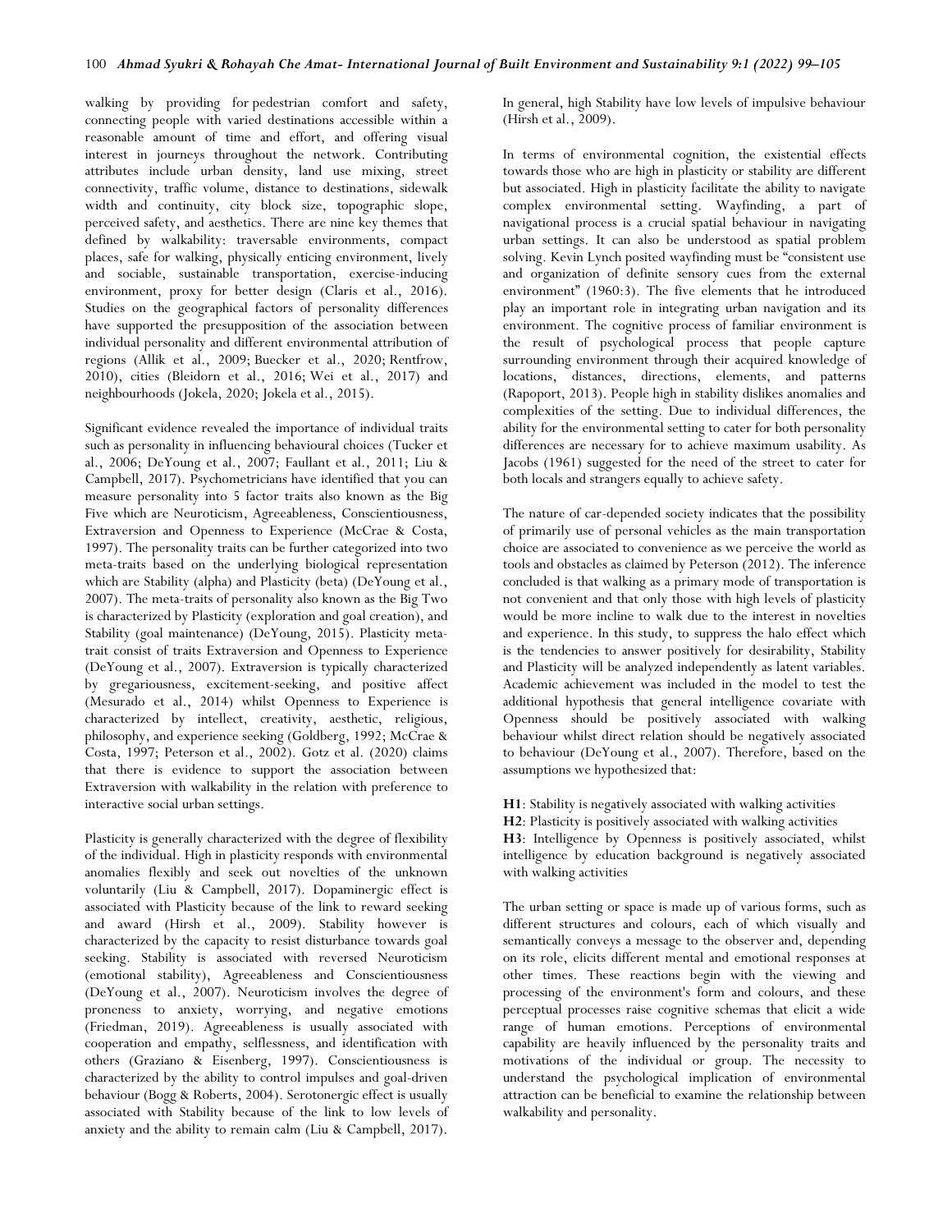walking by providing for pedestrian comfort and safety, connecting people with varied destinations accessible within a reasonable amount of time and effort, and offering visual interest in journeys throughout the network. Contributing attributes include urban density, land use mixing, street connectivity, traffic volume, distance to destinations, sidewalk width and continuity, city block size, topographic slope, perceived safety, and aesthetics. There are nine key themes that defined by walkability: traversable environments, compact places, safe for walking, physically enticing environment, lively and sociable, sustainable transportation, exercise-inducing environment, proxy for better design (Claris et al., 2016). Studies on the geographical factors of personality differences have supported the presupposition of the association between individual personality and different environmental attribution of regions (Allik et al., 2009; Buecker et al., 2020; Rentfrow, 2010), cities (Bleidorn et al., 2016; Wei et al., 2017) and neighbourhoods (Jokela, 2020; Jokela et al., 2015).

Significant evidence revealed the importance of individual traits such as personality in influencing behavioural choices (Tucker et al., 2006; DeYoung et al., 2007; Faullant et al., 2011; Liu & Campbell, 2017). Psychometricians have identified that you can measure personality into 5 factor traits also known as the Big Five which are Neuroticism, Agreeableness, Conscientiousness, Extraversion and Openness to Experience (McCrae & Costa, 1997). The personality traits can be further categorized into two meta-traits based on the underlying biological representation which are Stability (alpha) and Plasticity (beta) (DeYoung et al., 2007). The meta-traits of personality also known as the Big Two is characterized by Plasticity (exploration and goal creation), and Stability (goal maintenance) (DeYoung, 2015). Plasticity meta-trait consist of traits Extraversion and Openness to Experience (DeYoung et al., 2007). Extraversion is typically characterized by gregariousness, excitement-seeking, and positive affect (Mesurado et al., 2014) whilst Openness to Experience is characterized by intellect, creativity, aesthetic, religious, philosophy, and experience seeking (Goldberg, 1992; McCrae & Costa, 1997; Peterson et al., 2002). Gotz et al. (2020) claims that there is evidence to support the association between Extraversion with walkability in the relation with preference to interactive social urban settings.

Plasticity is generally characterized with the degree of flexibility of the individual. High in plasticity responds with environmental anomalies flexibly and seek out novelties of the unknown voluntarily (Liu & Campbell, 2017). Dopaminergic effect is associated with Plasticity because of the link to reward seeking and award (Hirsh et al., 2009). Stability however is characterized by the capacity to resist disturbance towards goal seeking. Stability is associated with reversed Neuroticism (emotional stability), Agreeableness and Conscientiousness (DeYoung et al., 2007). Neuroticism involves the degree of proneness to anxiety, worrying, and negative emotions (Friedman, 2019). Agreeableness is usually associated with cooperation and empathy, selflessness, and identification with others (Graziano & Eisenberg, 1997). Conscientiousness is characterized by the ability to control impulses and goal-driven behaviour (Bogg & Roberts, 2004). Serotonergic effect is usually associated with Stability because of the link to low levels of anxiety and the ability to remain calm (Liu & Campbell, 2017). In general, high Stability have low levels of impulsive behaviour (Hirsh et al., 2009).

In terms of environmental cognition, the existential effects towards those who are high in plasticity or stability are different but associated. High in plasticity facilitate the ability to navigate complex environmental setting. Wayfinding, a part of navigational process is a crucial spatial behaviour in navigating urban settings. It can also be understood as spatial problem solving. Kevin Lynch posited wayfinding must be "consistent use and organization of definite sensory cues from the external environment" (1960:3). The five elements that he introduced play an important role in integrating urban navigation and its environment. The cognitive process of familiar environment is the result of psychological process that people capture surrounding environment through their acquired knowledge of locations, distances, directions, elements, and patterns (Rapoport, 2013). People high in stability dislikes anomalies and complexities of the setting. Due to individual differences, the ability for the environmental setting to cater for both personality differences are necessary for to achieve maximum usability. As Jacobs (1961) suggested for the need of the street to cater for both locals and strangers equally to achieve safety.

The nature of car-depended society indicates that the possibility of primarily use of personal vehicles as the main transportation choice are associated to convenience as we perceive the world as tools and obstacles as claimed by Peterson (2012). The inference concluded is that walking as a primary mode of transportation is not convenient and that only those with high levels of plasticity would be more incline to walk due to the interest in novelties and experience. In this study, to suppress the halo effect which is the tendencies to answer positively for desirability, Stability and Plasticity will be analyzed independently as latent variables. Academic achievement was included in the model to test the additional hypothesis that general intelligence covariate with Openness should be positively associated with walking behaviour whilst direct relation should be negatively associated to behaviour (DeYoung et al., 2007). Therefore, based on the assumptions we hypothesized that:

**H1**: Stability is negatively associated with walking activities
**H2**: Plasticity is positively associated with walking activities
**H3**: Intelligence by Openness is positively associated, whilst intelligence by education background is negatively associated with walking activities

The urban setting or space is made up of various forms, such as different structures and colours, each of which visually and semantically conveys a message to the observer and, depending on its role, elicits different mental and emotional responses at other times. These reactions begin with the viewing and processing of the environment's form and colours, and these perceptual processes raise cognitive schemas that elicit a wide range of human emotions. Perceptions of environmental capability are heavily influenced by the personality traits and motivations of the individual or group. The necessity to understand the psychological implication of environmental attraction can be beneficial to examine the relationship between walkability and personality.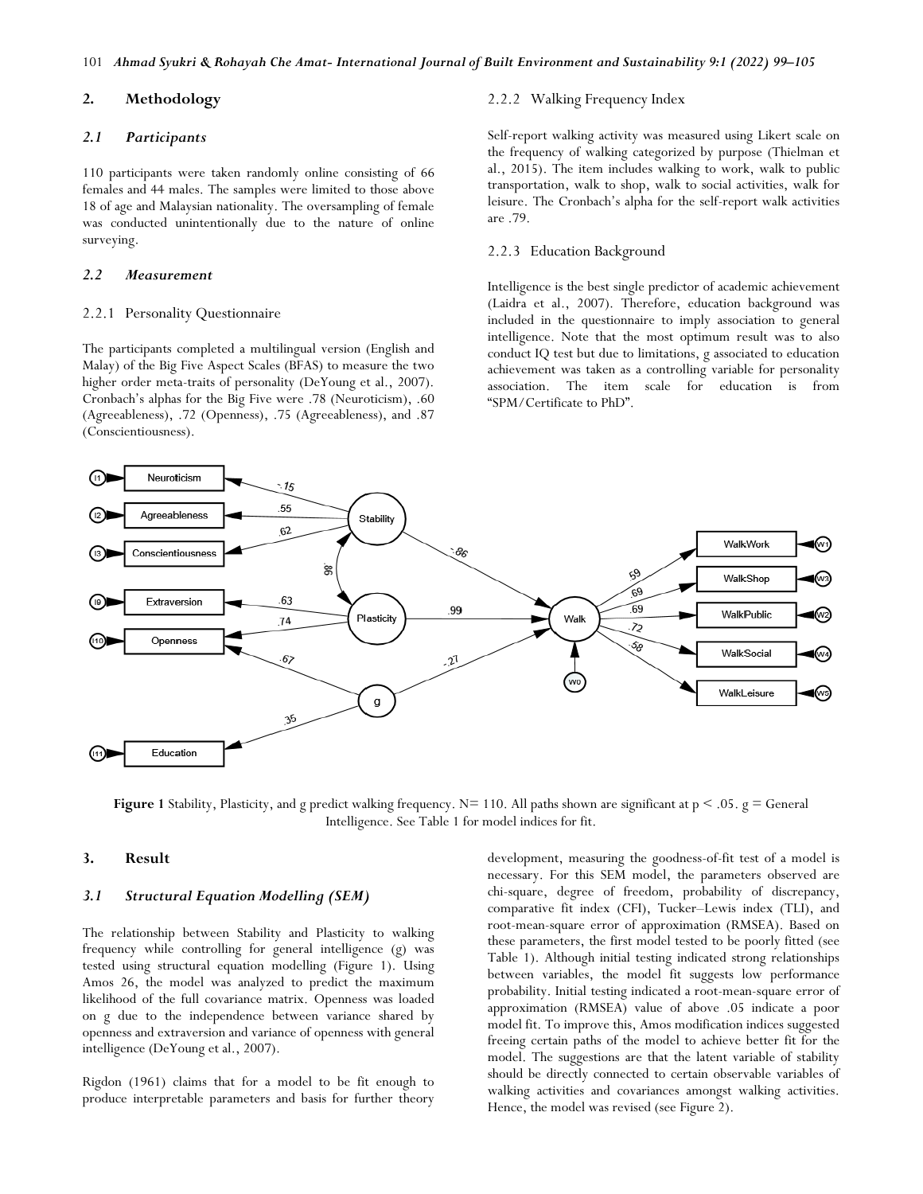## 2. Methodology

### *2.1 Participants*

110 participants were taken randomly online consisting of 66 females and 44 males. The samples were limited to those above 18 of age and Malaysian nationality. The oversampling of female was conducted unintentionally due to the nature of online surveying.

### *2.2 Measurement*

#### 2.2.1 Personality Questionnaire

The participants completed a multilingual version (English and Malay) of the Big Five Aspect Scales (BFAS) to measure the two higher order meta-traits of personality (DeYoung et al., 2007). Cronbach's alphas for the Big Five were .78 (Neuroticism), .60 (Agreeableness), .72 (Openness), .75 (Agreeableness), and .87 (Conscientiousness).

#### 2.2.2 Walking Frequency Index

Self-report walking activity was measured using Likert scale on the frequency of walking categorized by purpose (Thielman et al., 2015). The item includes walking to work, walk to public transportation, walk to shop, walk to social activities, walk for leisure. The Cronbach's alpha for the self-report walk activities are .79.

#### 2.2.3 Education Background

Intelligence is the best single predictor of academic achievement (Laidra et al., 2007). Therefore, education background was included in the questionnaire to imply association to general intelligence. Note that the most optimum result was to also conduct IQ test but due to limitations, g associated to education achievement was taken as a controlling variable for personality association. The item scale for education is from "SPM/Certificate to PhD".

**Figure 1** Stability, Plasticity, and g predict walking frequency. N= 110. All paths shown are significant at $p < .05$. g = General Intelligence. See Table 1 for model indices for fit.

## 3. Result

### *3.1 Structural Equation Modelling (SEM)*

The relationship between Stability and Plasticity to walking frequency while controlling for general intelligence (g) was tested using structural equation modelling (Figure 1). Using Amos 26, the model was analyzed to predict the maximum likelihood of the full covariance matrix. Openness was loaded on g due to the independence between variance shared by openness and extraversion and variance of openness with general intelligence (DeYoung et al., 2007).

Rigdon (1961) claims that for a model to be fit enough to produce interpretable parameters and basis for further theory development, measuring the goodness-of-fit test of a model is necessary. For this SEM model, the parameters observed are chi-square, degree of freedom, probability of discrepancy, comparative fit index (CFI), Tucker–Lewis index (TLI), and root-mean-square error of approximation (RMSEA). Based on these parameters, the first model tested to be poorly fitted (see Table 1). Although initial testing indicated strong relationships between variables, the model fit suggests low performance probability. Initial testing indicated a root-mean-square error of approximation (RMSEA) value of above .05 indicate a poor model fit. To improve this, Amos modification indices suggested freeing certain paths of the model to achieve better fit for the model. The suggestions are that the latent variable of stability should be directly connected to certain observable variables of walking activities and covariances amongst walking activities. Hence, the model was revised (see Figure 2).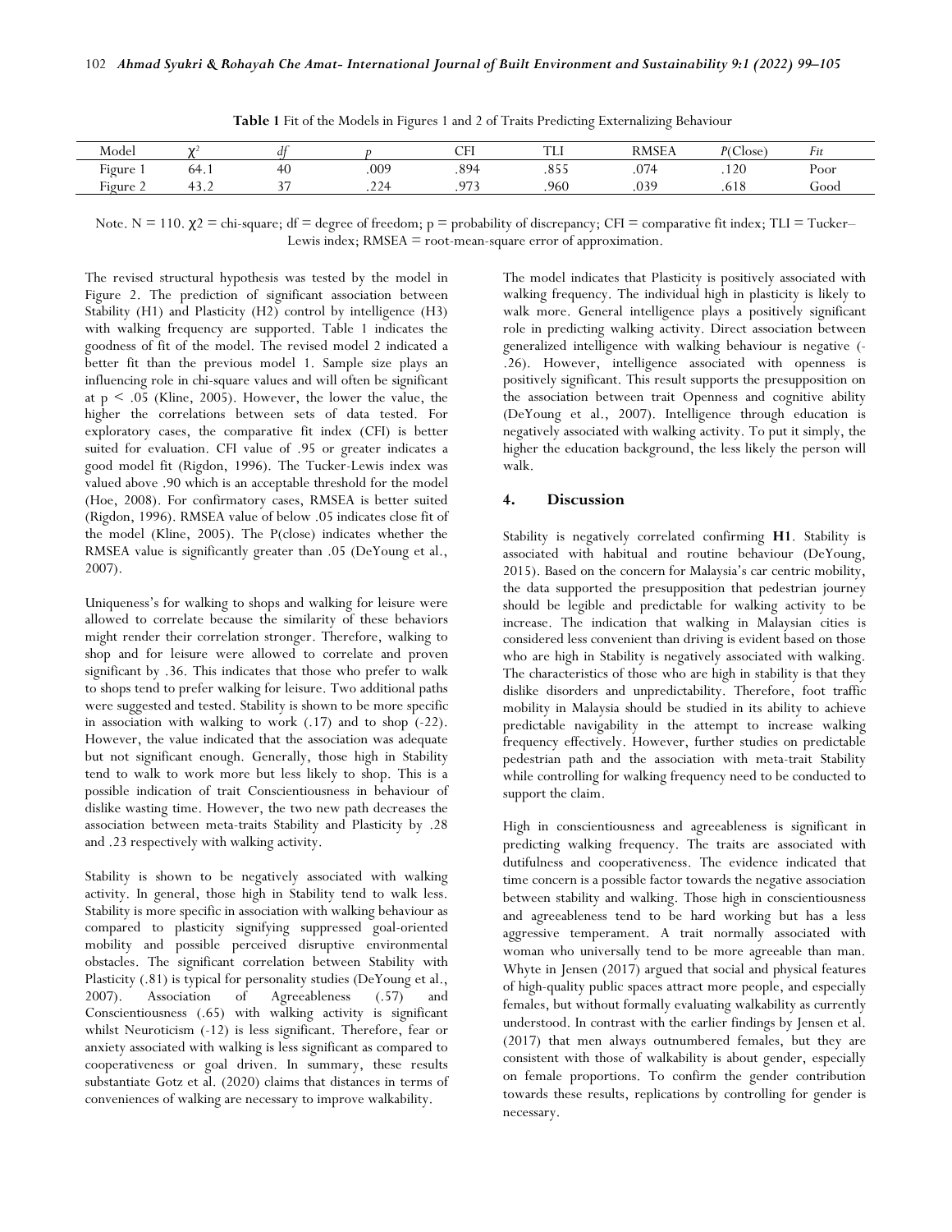**Table 1** Fit of the Models in Figures 1 and 2 of Traits Predicting Externalizing Behaviour

| Model | $\chi^2$ | *df* | *p* | CFI | TLI | RMSEA | *P*(Close) | *Fit* |
|---|---|---|---|---|---|---|---|---|
| Figure 1 | 64.1 | 40 | .009 | .894 | .855 | .074 | .120 | Poor |
| Figure 2 | 43.2 | 37 | .224 | .973 | .960 | .039 | .618 | Good |

Note. N = 110. $\chi2$ = chi-square; df = degree of freedom; p = probability of discrepancy; CFI = comparative fit index; TLI = Tucker–Lewis index; RMSEA = root-mean-square error of approximation.

The revised structural hypothesis was tested by the model in Figure 2. The prediction of significant association between Stability (H1) and Plasticity (H2) control by intelligence (H3) with walking frequency are supported. Table 1 indicates the goodness of fit of the model. The revised model 2 indicated a better fit than the previous model 1. Sample size plays an influencing role in chi-square values and will often be significant at $p < .05$ (Kline, 2005). However, the lower the value, the higher the correlations between sets of data tested. For exploratory cases, the comparative fit index (CFI) is better suited for evaluation. CFI value of .95 or greater indicates a good model fit (Rigdon, 1996). The Tucker-Lewis index was valued above .90 which is an acceptable threshold for the model (Hoe, 2008). For confirmatory cases, RMSEA is better suited (Rigdon, 1996). RMSEA value of below .05 indicates close fit of the model (Kline, 2005). The P(close) indicates whether the RMSEA value is significantly greater than .05 (DeYoung et al., 2007).

Uniqueness's for walking to shops and walking for leisure were allowed to correlate because the similarity of these behaviors might render their correlation stronger. Therefore, walking to shop and for leisure were allowed to correlate and proven significant by .36. This indicates that those who prefer to walk to shops tend to prefer walking for leisure. Two additional paths were suggested and tested. Stability is shown to be more specific in association with walking to work (.17) and to shop (-22). However, the value indicated that the association was adequate but not significant enough. Generally, those high in Stability tend to walk to work more but less likely to shop. This is a possible indication of trait Conscientiousness in behaviour of dislike wasting time. However, the two new path decreases the association between meta-traits Stability and Plasticity by .28 and .23 respectively with walking activity.

Stability is shown to be negatively associated with walking activity. In general, those high in Stability tend to walk less. Stability is more specific in association with walking behaviour as compared to plasticity signifying suppressed goal-oriented mobility and possible perceived disruptive environmental obstacles. The significant correlation between Stability with Plasticity (.81) is typical for personality studies (DeYoung et al., 2007). Association of Agreeableness (.57) and Conscientiousness (.65) with walking activity is significant whilst Neuroticism (-12) is less significant. Therefore, fear or anxiety associated with walking is less significant as compared to cooperativeness or goal driven. In summary, these results substantiate Gotz et al. (2020) claims that distances in terms of conveniences of walking are necessary to improve walkability.

The model indicates that Plasticity is positively associated with walking frequency. The individual high in plasticity is likely to walk more. General intelligence plays a positively significant role in predicting walking activity. Direct association between generalized intelligence with walking behaviour is negative (-.26). However, intelligence associated with openness is positively significant. This result supports the presupposition on the association between trait Openness and cognitive ability (DeYoung et al., 2007). Intelligence through education is negatively associated with walking activity. To put it simply, the higher the education background, the less likely the person will walk.

## 4. Discussion

Stability is negatively correlated confirming **H1**. Stability is associated with habitual and routine behaviour (DeYoung, 2015). Based on the concern for Malaysia's car centric mobility, the data supported the presupposition that pedestrian journey should be legible and predictable for walking activity to be increase. The indication that walking in Malaysian cities is considered less convenient than driving is evident based on those who are high in Stability is negatively associated with walking. The characteristics of those who are high in stability is that they dislike disorders and unpredictability. Therefore, foot traffic mobility in Malaysia should be studied in its ability to achieve predictable navigability in the attempt to increase walking frequency effectively. However, further studies on predictable pedestrian path and the association with meta-trait Stability while controlling for walking frequency need to be conducted to support the claim.

High in conscientiousness and agreeableness is significant in predicting walking frequency. The traits are associated with dutifulness and cooperativeness. The evidence indicated that time concern is a possible factor towards the negative association between stability and walking. Those high in conscientiousness and agreeableness tend to be hard working but has a less aggressive temperament. A trait normally associated with woman who universally tend to be more agreeable than man. Whyte in Jensen (2017) argued that social and physical features of high-quality public spaces attract more people, and especially females, but without formally evaluating walkability as currently understood. In contrast with the earlier findings by Jensen et al. (2017) that men always outnumbered females, but they are consistent with those of walkability is about gender, especially on female proportions. To confirm the gender contribution towards these results, replications by controlling for gender is necessary.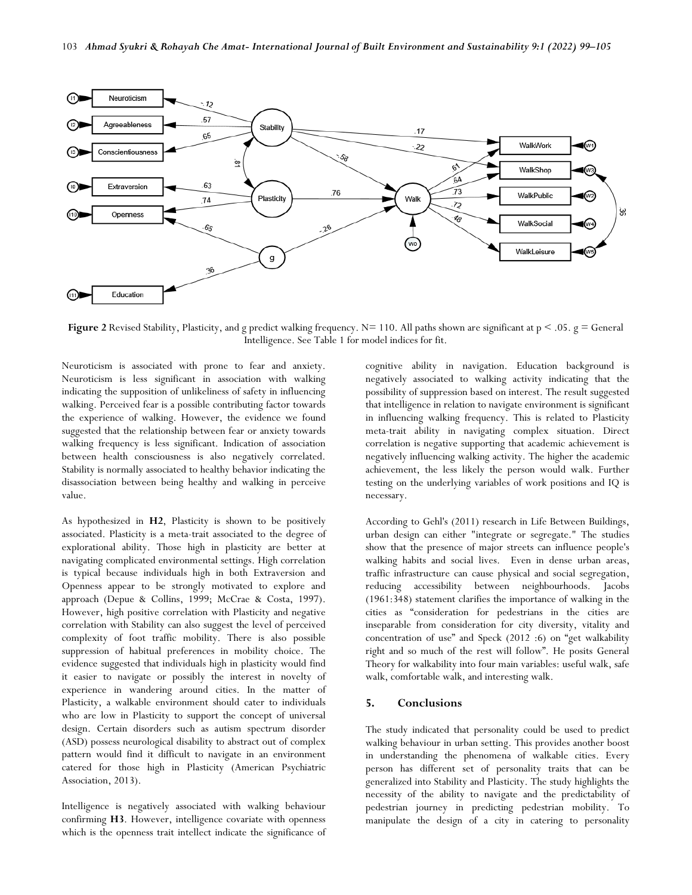**Figure 2** Revised Stability, Plasticity, and g predict walking frequency. N= 110. All paths shown are significant at p < .05. g = General Intelligence. See Table 1 for model indices for fit.

Neuroticism is associated with prone to fear and anxiety. Neuroticism is less significant in association with walking indicating the supposition of unlikeliness of safety in influencing walking. Perceived fear is a possible contributing factor towards the experience of walking. However, the evidence we found suggested that the relationship between fear or anxiety towards walking frequency is less significant. Indication of association between health consciousness is also negatively correlated. Stability is normally associated to healthy behavior indicating the disassociation between being healthy and walking in perceive value.

As hypothesized in **H2**, Plasticity is shown to be positively associated. Plasticity is a meta-trait associated to the degree of explorational ability. Those high in plasticity are better at navigating complicated environmental settings. High correlation is typical because individuals high in both Extraversion and Openness appear to be strongly motivated to explore and approach (Depue & Collins, 1999; McCrae & Costa, 1997). However, high positive correlation with Plasticity and negative correlation with Stability can also suggest the level of perceived complexity of foot traffic mobility. There is also possible suppression of habitual preferences in mobility choice. The evidence suggested that individuals high in plasticity would find it easier to navigate or possibly the interest in novelty of experience in wandering around cities. In the matter of Plasticity, a walkable environment should cater to individuals who are low in Plasticity to support the concept of universal design. Certain disorders such as autism spectrum disorder (ASD) possess neurological disability to abstract out of complex pattern would find it difficult to navigate in an environment catered for those high in Plasticity (American Psychiatric Association, 2013).

Intelligence is negatively associated with walking behaviour confirming **H3**. However, intelligence covariate with openness which is the openness trait intellect indicate the significance of cognitive ability in navigation. Education background is negatively associated to walking activity indicating that the possibility of suppression based on interest. The result suggested that intelligence in relation to navigate environment is significant in influencing walking frequency. This is related to Plasticity meta-trait ability in navigating complex situation. Direct correlation is negative supporting that academic achievement is negatively influencing walking activity. The higher the academic achievement, the less likely the person would walk. Further testing on the underlying variables of work positions and IQ is necessary.

According to Gehl's (2011) research in Life Between Buildings, urban design can either "integrate or segregate." The studies show that the presence of major streets can influence people's walking habits and social lives. Even in dense urban areas, traffic infrastructure can cause physical and social segregation, reducing accessibility between neighbourhoods. Jacobs (1961:348) statement clarifies the importance of walking in the cities as "consideration for pedestrians in the cities are inseparable from consideration for city diversity, vitality and concentration of use" and Speck (2012 :6) on "get walkability right and so much of the rest will follow". He posits General Theory for walkability into four main variables: useful walk, safe walk, comfortable walk, and interesting walk.

## 5. Conclusions

The study indicated that personality could be used to predict walking behaviour in urban setting. This provides another boost in understanding the phenomena of walkable cities. Every person has different set of personality traits that can be generalized into Stability and Plasticity. The study highlights the necessity of the ability to navigate and the predictability of pedestrian journey in predicting pedestrian mobility. To manipulate the design of a city in catering to personality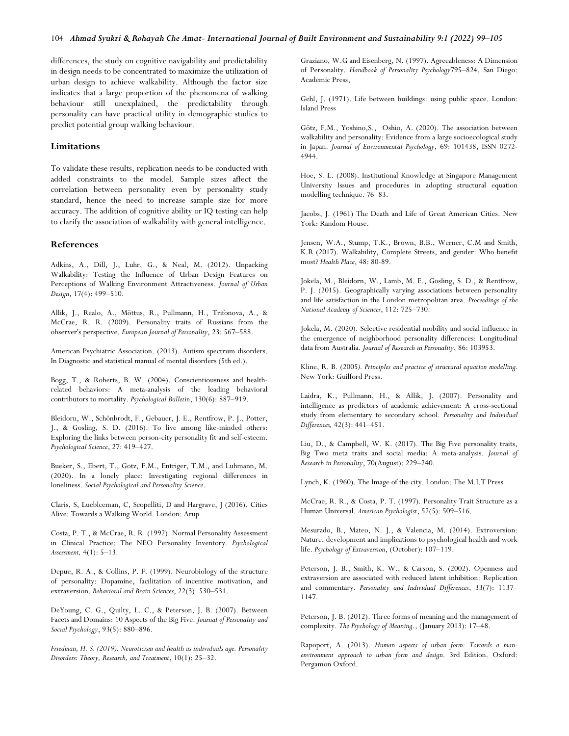differences, the study on cognitive navigability and predictability in design needs to be concentrated to maximize the utilization of urban design to achieve walkability. Although the factor size indicates that a large proportion of the phenomena of walking behaviour still unexplained, the predictability through personality can have practical utility in demographic studies to predict potential group walking behaviour.

## Limitations

To validate these results, replication needs to be conducted with added constraints to the model. Sample sizes affect the correlation between personality even by personality study standard, hence the need to increase sample size for more accuracy. The addition of cognitive ability or IQ testing can help to clarify the association of walkability with general intelligence.

## References

Adkins, A., Dill, J., Luhr, G., & Neal, M. (2012). Unpacking Walkability: Testing the Influence of Urban Design Features on Perceptions of Walking Environment Attractiveness. *Journal of Urban Design*, 17(4): 499–510.

Allik, J., Realo, A., Mõttus, R., Pullmann, H., Trifonova, A., & McCrae, R. R. (2009). Personality traits of Russians from the observer's perspective. *European Journal of Personality*, 23: 567–588.

American Psychiatric Association. (2013). Autism spectrum disorders. In Diagnostic and statistical manual of mental disorders (5th ed.).

Bogg, T., & Roberts, B. W. (2004). Conscientiousness and health-related behaviors: A meta-analysis of the leading behavioral contributors to mortality. *Psychological Bulletin*, 130(6): 887–919.

Bleidorn, W., Schönbrodt, F., Gebauer, J. E., Rentfrow, P. J., Potter, J., & Gosling, S. D. (2016). To live among like-minded others: Exploring the links between person-city personality fit and self-esteem. *Psychological Science*, 27: 419–427.

Bueker, S., Ebert, T., Gotz, F.M., Entriger, T.M., and Luhmann, M. (2020). In a lonely place: Investigating regional differences in loneliness. *Social Psychological and Personality Science*.

Claris, S, Lueblceman, C, Scopelliti, D and Hargrave, J (2016). Cities Alive: Towards a Walking World. London: Arup

Costa, P. T., & McCrae, R. R. (1992). Normal Personality Assessment in Clinical Practice: The NEO Personality Inventory. *Psychological Assessment,* 4(1): 5–13.

Depue, R. A., & Collins, P. F. (1999). Neurobiology of the structure of personality: Dopamine, facilitation of incentive motivation, and extraversion. *Behavioral and Brain Sciences*, 22(3): 530–531.

DeYoung, C. G., Quilty, L. C., & Peterson, J. B. (2007). Between Facets and Domains: 10 Aspects of the Big Five. *Journal of Personality and Social Psychology*, 93(5): 880–896.

*Friedman, H. S. (2019). Neuroticism and health as individuals age. Personality Disorders: Theory, Research, and Treatment*, 10(1): 25–32.

Graziano, W.G and Eisenberg, N. (1997). Agreeableness: A Dimension of Personality. *Handbook of Personality Psychology*795–824. San Diego: Academic Press,

Gehl, J. (1971). Life between buildings: using public space. London: Island Press

Götz, F.M., Yoshino,S., Oshio, A. (2020). The association between walkability and personality: Evidence from a large socioecological study in Japan. *Journal of Environmental Psychology*, 69: 101438, ISSN 0272-4944.

Hoe, S. L. (2008). Institutional Knowledge at Singapore Management University Issues and procedures in adopting structural equation modelling technique. 76–83.

Jacobs, J. (1961) The Death and Life of Great American Cities. New York: Random House.

Jensen, W.A., Stump, T.K., Brown, B.B., Werner, C.M and Smith, K.R (2017). Walkability, Complete Streets, and gender: Who benefit most? *Health Place*, 48: 80-89.

Jokela, M., Bleidorn, W., Lamb, M. E., Gosling, S. D., & Rentfrow, P. J. (2015). Geographically varying associations between personality and life satisfaction in the London metropolitan area. *Proceedings of the National Academy of Sciences*, 112: 725–730.

Jokela, M. (2020). Selective residential mobility and social influence in the emergence of neighborhood personality differences: Longitudinal data from Australia. *Journal of Research in Personality*, 86: 103953.

Kline, R. B. (2005*). Principles and practice of structural equation modelling.* New York: Guilford Press.

Laidra, K., Pullmann, H., & Allik, J. (2007). Personality and intelligence as predictors of academic achievement: A cross-sectional study from elementary to secondary school. *Personality and Individual Differences,* 42(3): 441–451.

Liu, D., & Campbell, W. K. (2017). The Big Five personality traits, Big Two meta traits and social media: A meta-analysis. *Journal of Research in Personality*, 70(August): 229–240.

Lynch, K. (1960). The Image of the city. London: The M.I.T Press

McCrae, R. R., & Costa, P. T. (1997). Personality Trait Structure as a Human Universal. *American Psychologist*, 52(5): 509–516.

Mesurado, B., Mateo, N. J., & Valencia, M. (2014). Extroversion: Nature, development and implications to psychological health and work life. *Psychology of Extraversion*, (October): 107–119.

Peterson, J. B., Smith, K. W., & Carson, S. (2002). Openness and extraversion are associated with reduced latent inhibition: Replication and commentary. *Personality and Individual Differences*, 33(7): 1137–1147.

Peterson, J. B. (2012). Three forms of meaning and the management of complexity. *The Psychology of Meaning*., (January 2013): 17–48.

Rapoport, A. (2013). *Human aspects of urban form: Towards a man-environment approach to urban form and design*. 3rd Edition. Oxford: Pergamon Oxford.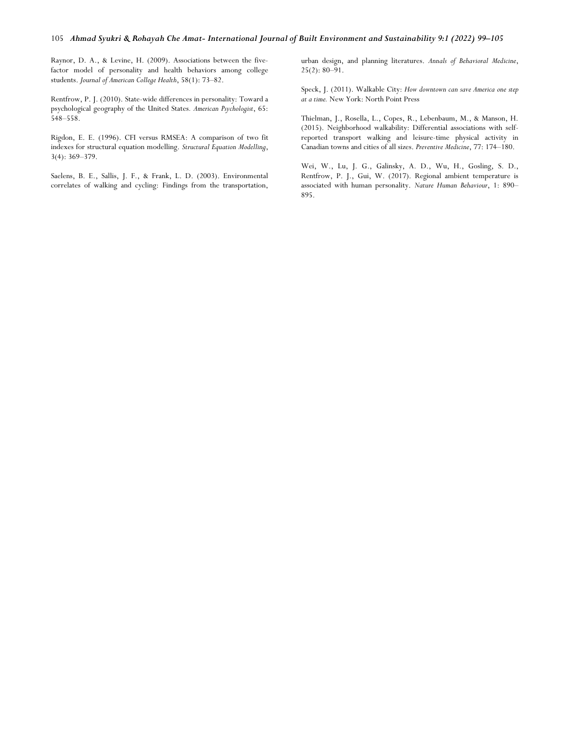Raynor, D. A., & Levine, H. (2009). Associations between the five-factor model of personality and health behaviors among college students. *Journal of American College Health*, 58(1): 73–82.

Rentfrow, P. J. (2010). State-wide differences in personality: Toward a psychological geography of the United States. *American Psychologist*, 65: 548–558.

Rigdon, E. E. (1996). CFI versus RMSEA: A comparison of two fit indexes for structural equation modelling. *Structural Equation Modelling*, 3(4): 369–379.

Saelens, B. E., Sallis, J. F., & Frank, L. D. (2003). Environmental correlates of walking and cycling: Findings from the transportation, urban design, and planning literatures. *Annals of Behavioral Medicine*, 25(2): 80–91.

Speck, J. (2011). Walkable City: *How downtown can save America one step at a time.* New York: North Point Press

Thielman, J., Rosella, L., Copes, R., Lebenbaum, M., & Manson, H. (2015). Neighborhood walkability: Differential associations with self-reported transport walking and leisure-time physical activity in Canadian towns and cities of all sizes. *Preventive Medicine*, 77: 174–180.

Wei, W., Lu, J. G., Galinsky, A. D., Wu, H., Gosling, S. D., Rentfrow, P. J., Gui, W. (2017). Regional ambient temperature is associated with human personality. *Nature Human Behaviour*, 1: 890–895.